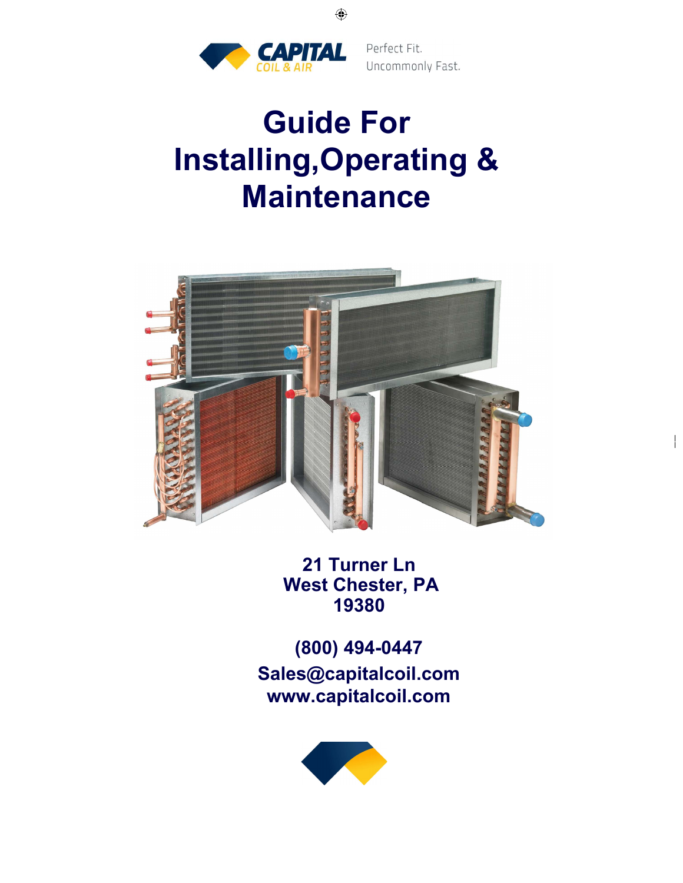CAPITAL COIL & AIR

Perfect Fit.
Uncommonly Fast.

# Guide For Installing,Operating & Maintenance

**21 Turner Ln**
**West Chester, PA**
**19380**

**(800) 494-0447**
**Sales@capitalcoil.com**
**www.capitalcoil.com**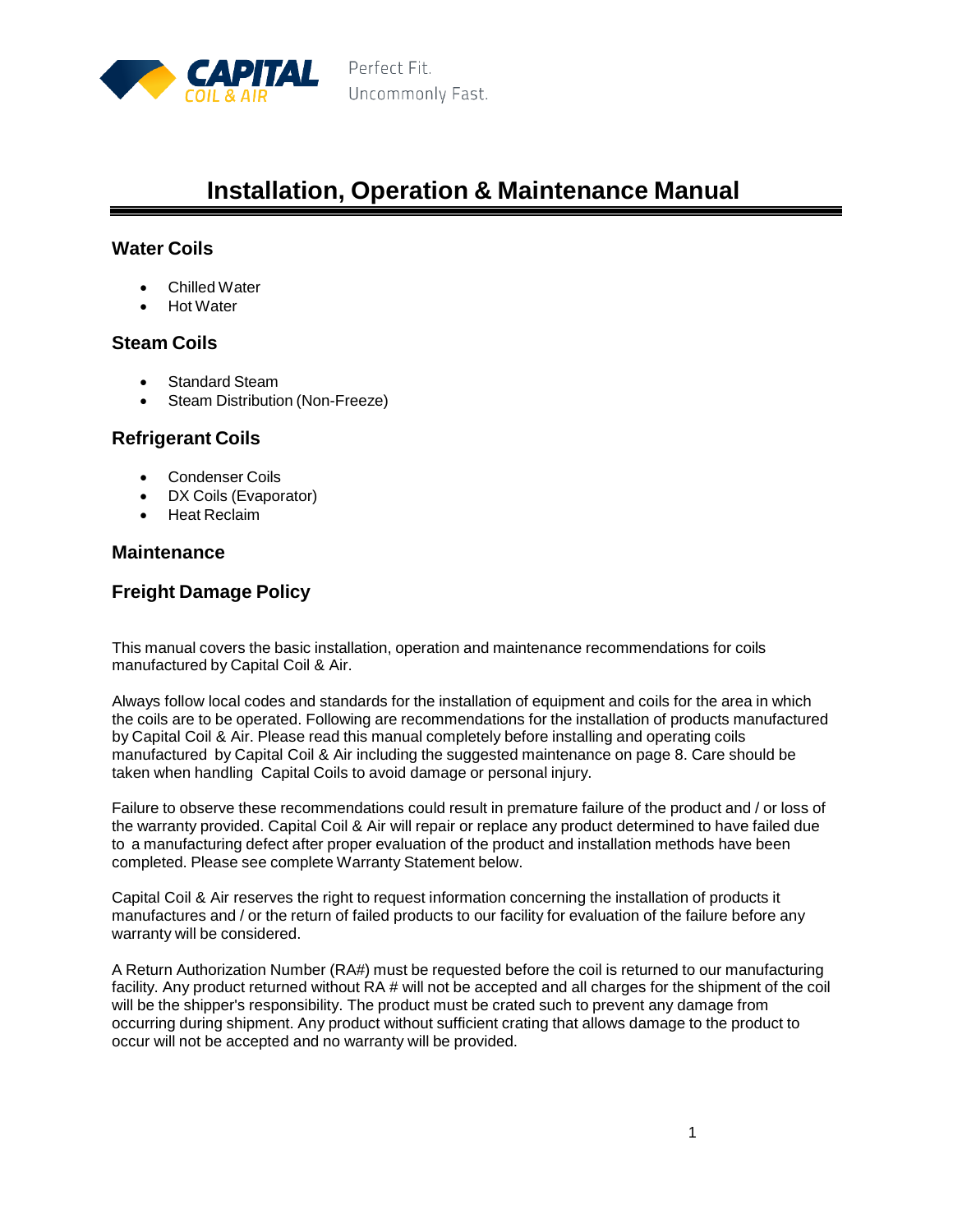# Installation, Operation & Maintenance Manual

## Water Coils

- Chilled Water
- Hot Water

## Steam Coils

- Standard Steam
- Steam Distribution (Non-Freeze)

## Refrigerant Coils

- Condenser Coils
- DX Coils (Evaporator)
- Heat Reclaim

## Maintenance

## Freight Damage Policy

This manual covers the basic installation, operation and maintenance recommendations for coils manufactured by Capital Coil & Air.

Always follow local codes and standards for the installation of equipment and coils for the area in which the coils are to be operated. Following are recommendations for the installation of products manufactured by Capital Coil & Air. Please read this manual completely before installing and operating coils manufactured by Capital Coil & Air including the suggested maintenance on page 8. Care should be taken when handling Capital Coils to avoid damage or personal injury.

Failure to observe these recommendations could result in premature failure of the product and / or loss of the warranty provided. Capital Coil & Air will repair or replace any product determined to have failed due to a manufacturing defect after proper evaluation of the product and installation methods have been completed. Please see complete Warranty Statement below.

Capital Coil & Air reserves the right to request information concerning the installation of products it manufactures and / or the return of failed products to our facility for evaluation of the failure before any warranty will be considered.

A Return Authorization Number (RA#) must be requested before the coil is returned to our manufacturing facility. Any product returned without RA # will not be accepted and all charges for the shipment of the coil will be the shipper's responsibility. The product must be crated such to prevent any damage from occurring during shipment. Any product without sufficient crating that allows damage to the product to occur will not be accepted and no warranty will be provided.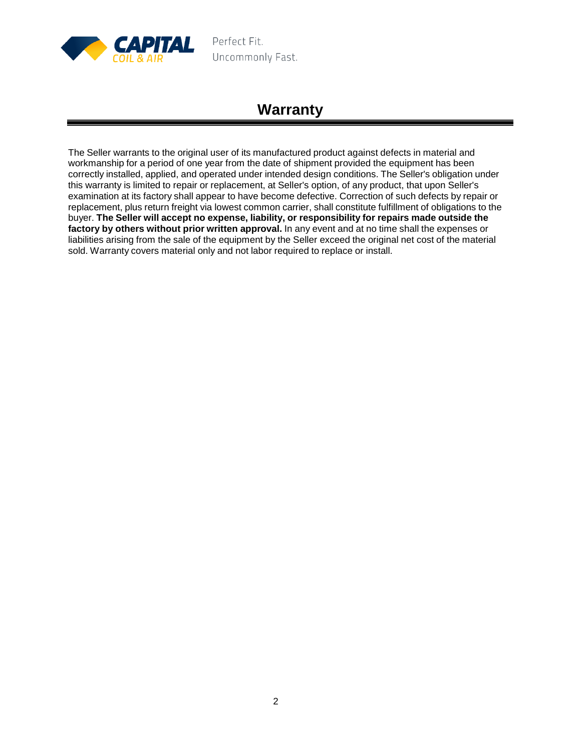# Warranty

The Seller warrants to the original user of its manufactured product against defects in material and workmanship for a period of one year from the date of shipment provided the equipment has been correctly installed, applied, and operated under intended design conditions. The Seller's obligation under this warranty is limited to repair or replacement, at Seller's option, of any product, that upon Seller's examination at its factory shall appear to have become defective. Correction of such defects by repair or replacement, plus return freight via lowest common carrier, shall constitute fulfillment of obligations to the buyer. **The Seller will accept no expense, liability, or responsibility for repairs made outside the factory by others without prior written approval.** In any event and at no time shall the expenses or liabilities arising from the sale of the equipment by the Seller exceed the original net cost of the material sold. Warranty covers material only and not labor required to replace or install.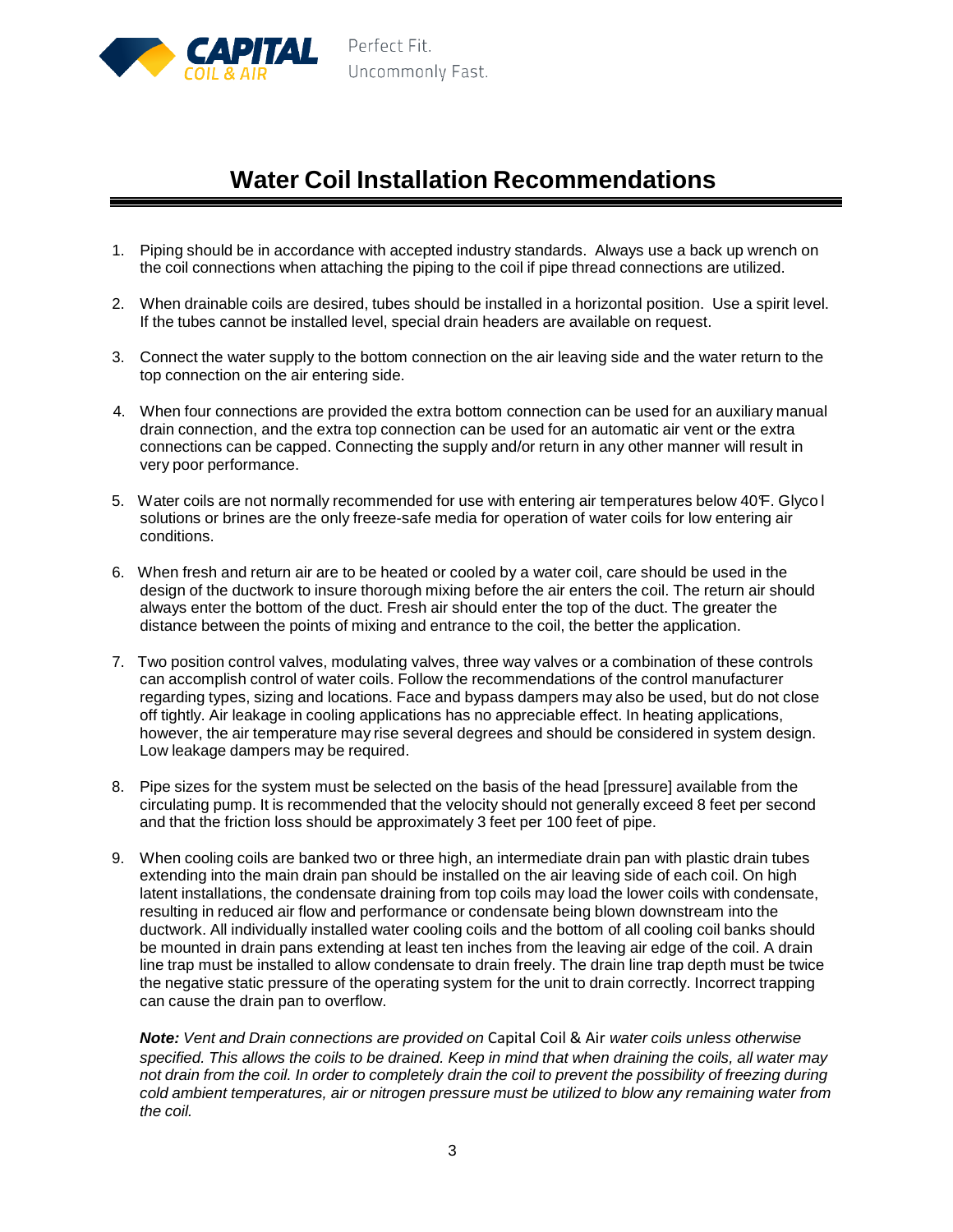# Water Coil Installation Recommendations

1. Piping should be in accordance with accepted industry standards. Always use a back up wrench on the coil connections when attaching the piping to the coil if pipe thread connections are utilized.

2. When drainable coils are desired, tubes should be installed in a horizontal position. Use a spirit level. If the tubes cannot be installed level, special drain headers are available on request.

3. Connect the water supply to the bottom connection on the air leaving side and the water return to the top connection on the air entering side.

4. When four connections are provided the extra bottom connection can be used for an auxiliary manual drain connection, and the extra top connection can be used for an automatic air vent or the extra connections can be capped. Connecting the supply and/or return in any other manner will result in very poor performance.

5. Water coils are not normally recommended for use with entering air temperatures below 40°F. Glycol solutions or brines are the only freeze-safe media for operation of water coils for low entering air conditions.

6. When fresh and return air are to be heated or cooled by a water coil, care should be used in the design of the ductwork to insure thorough mixing before the air enters the coil. The return air should always enter the bottom of the duct. Fresh air should enter the top of the duct. The greater the distance between the points of mixing and entrance to the coil, the better the application.

7. Two position control valves, modulating valves, three way valves or a combination of these controls can accomplish control of water coils. Follow the recommendations of the control manufacturer regarding types, sizing and locations. Face and bypass dampers may also be used, but do not close off tightly. Air leakage in cooling applications has no appreciable effect. In heating applications, however, the air temperature may rise several degrees and should be considered in system design. Low leakage dampers may be required.

8. Pipe sizes for the system must be selected on the basis of the head [pressure] available from the circulating pump. It is recommended that the velocity should not generally exceed 8 feet per second and that the friction loss should be approximately 3 feet per 100 feet of pipe.

9. When cooling coils are banked two or three high, an intermediate drain pan with plastic drain tubes extending into the main drain pan should be installed on the air leaving side of each coil. On high latent installations, the condensate draining from top coils may load the lower coils with condensate, resulting in reduced air flow and performance or condensate being blown downstream into the ductwork. All individually installed water cooling coils and the bottom of all cooling coil banks should be mounted in drain pans extending at least ten inches from the leaving air edge of the coil. A drain line trap must be installed to allow condensate to drain freely. The drain line trap depth must be twice the negative static pressure of the operating system for the unit to drain correctly. Incorrect trapping can cause the drain pan to overflow.

***Note:*** *Vent and Drain connections are provided on* Capital Coil & Air *water coils unless otherwise specified. This allows the coils to be drained. Keep in mind that when draining the coils, all water may not drain from the coil. In order to completely drain the coil to prevent the possibility of freezing during cold ambient temperatures, air or nitrogen pressure must be utilized to blow any remaining water from the coil.*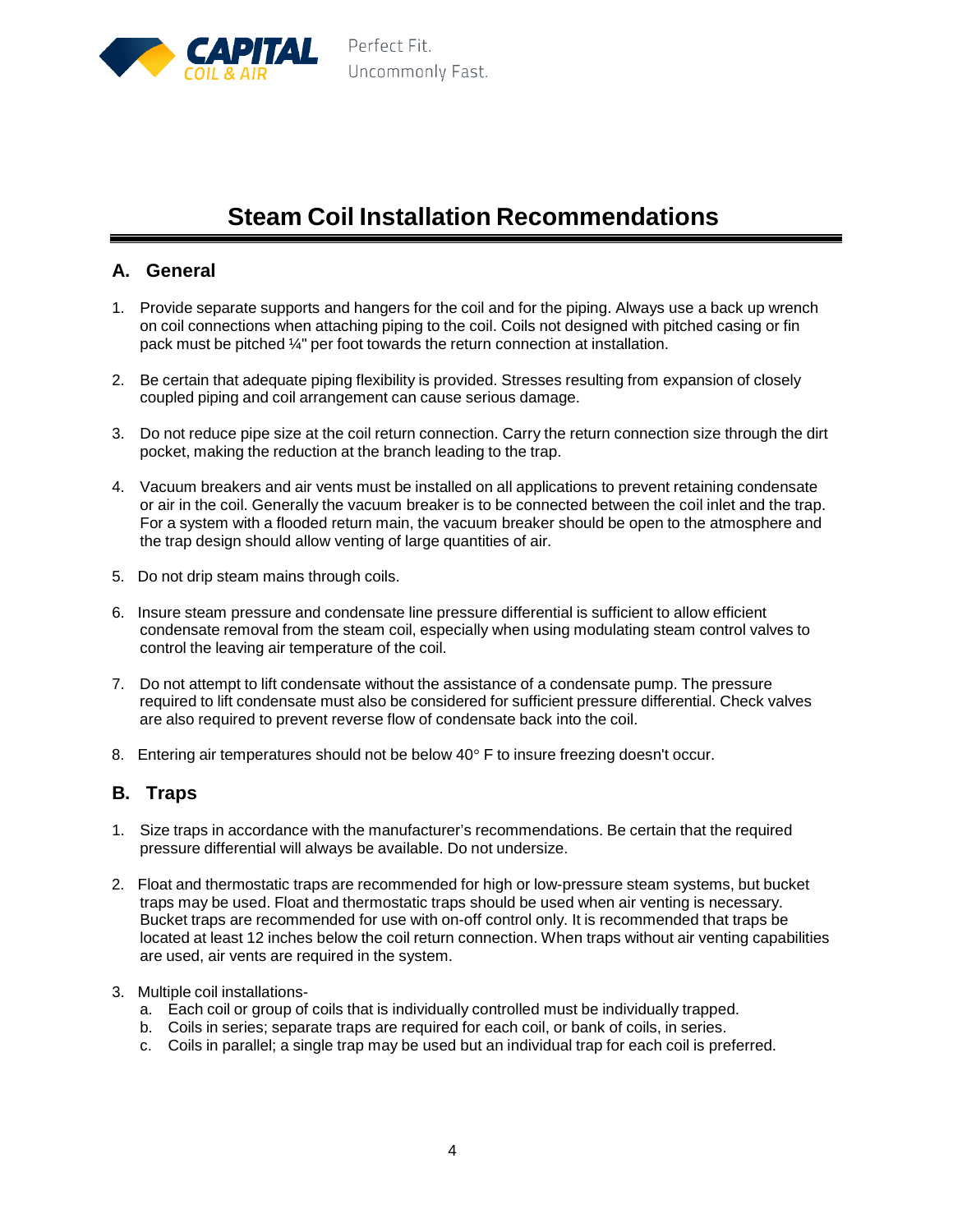# Steam Coil Installation Recommendations

## A. General

1. Provide separate supports and hangers for the coil and for the piping. Always use a back up wrench on coil connections when attaching piping to the coil. Coils not designed with pitched casing or fin pack must be pitched ¼" per foot towards the return connection at installation.

2. Be certain that adequate piping flexibility is provided. Stresses resulting from expansion of closely coupled piping and coil arrangement can cause serious damage.

3. Do not reduce pipe size at the coil return connection. Carry the return connection size through the dirt pocket, making the reduction at the branch leading to the trap.

4. Vacuum breakers and air vents must be installed on all applications to prevent retaining condensate or air in the coil. Generally the vacuum breaker is to be connected between the coil inlet and the trap. For a system with a flooded return main, the vacuum breaker should be open to the atmosphere and the trap design should allow venting of large quantities of air.

5. Do not drip steam mains through coils.

6. Insure steam pressure and condensate line pressure differential is sufficient to allow efficient condensate removal from the steam coil, especially when using modulating steam control valves to control the leaving air temperature of the coil.

7. Do not attempt to lift condensate without the assistance of a condensate pump. The pressure required to lift condensate must also be considered for sufficient pressure differential. Check valves are also required to prevent reverse flow of condensate back into the coil.

8. Entering air temperatures should not be below 40° F to insure freezing doesn't occur.

## B. Traps

1. Size traps in accordance with the manufacturer's recommendations. Be certain that the required pressure differential will always be available. Do not undersize.

2. Float and thermostatic traps are recommended for high or low-pressure steam systems, but bucket traps may be used. Float and thermostatic traps should be used when air venting is necessary. Bucket traps are recommended for use with on-off control only. It is recommended that traps be located at least 12 inches below the coil return connection. When traps without air venting capabilities are used, air vents are required in the system.

3. Multiple coil installations-
   a. Each coil or group of coils that is individually controlled must be individually trapped.
   b. Coils in series; separate traps are required for each coil, or bank of coils, in series.
   c. Coils in parallel; a single trap may be used but an individual trap for each coil is preferred.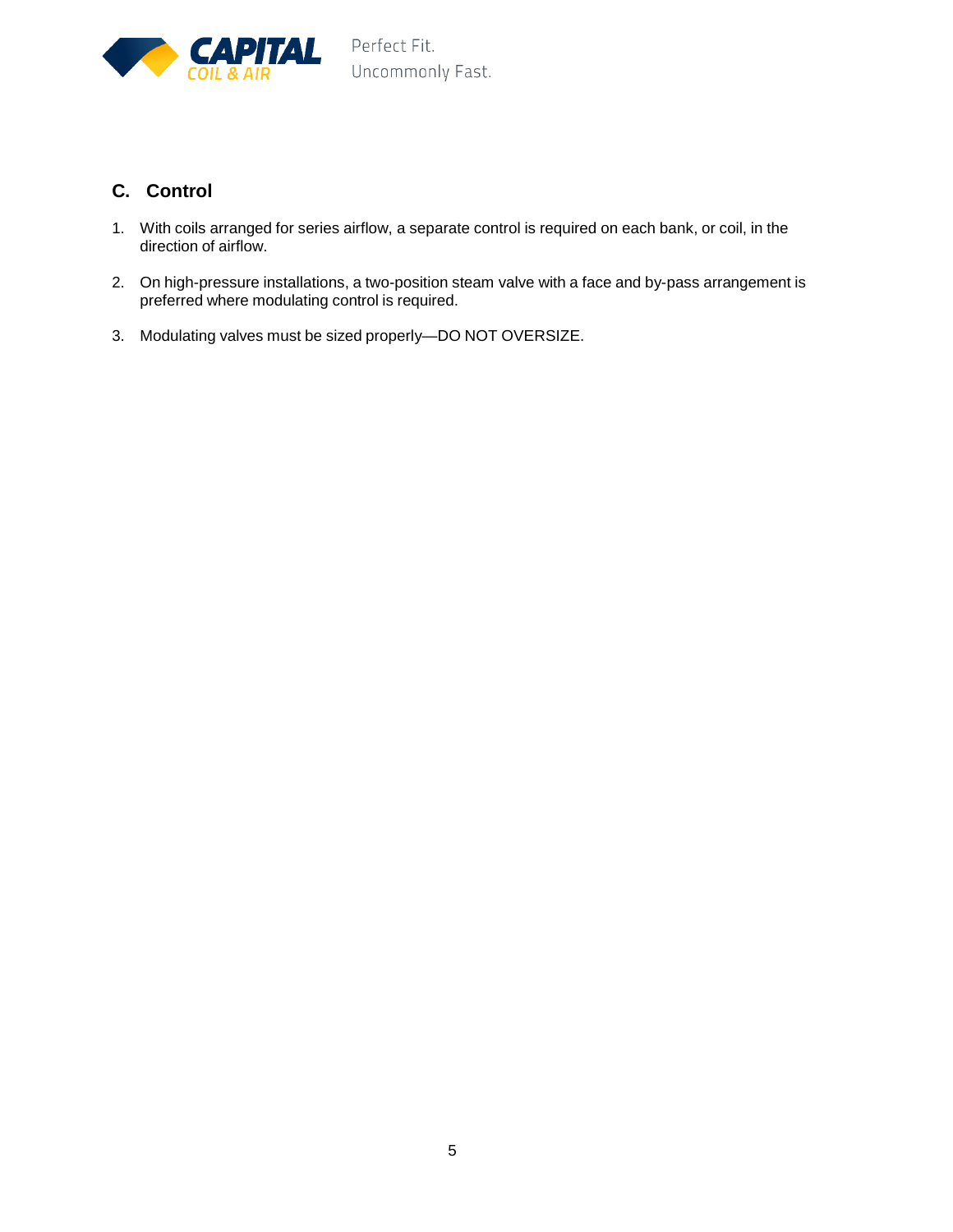## C. Control

1. With coils arranged for series airflow, a separate control is required on each bank, or coil, in the direction of airflow.

2. On high-pressure installations, a two-position steam valve with a face and by-pass arrangement is preferred where modulating control is required.

3. Modulating valves must be sized properly—DO NOT OVERSIZE.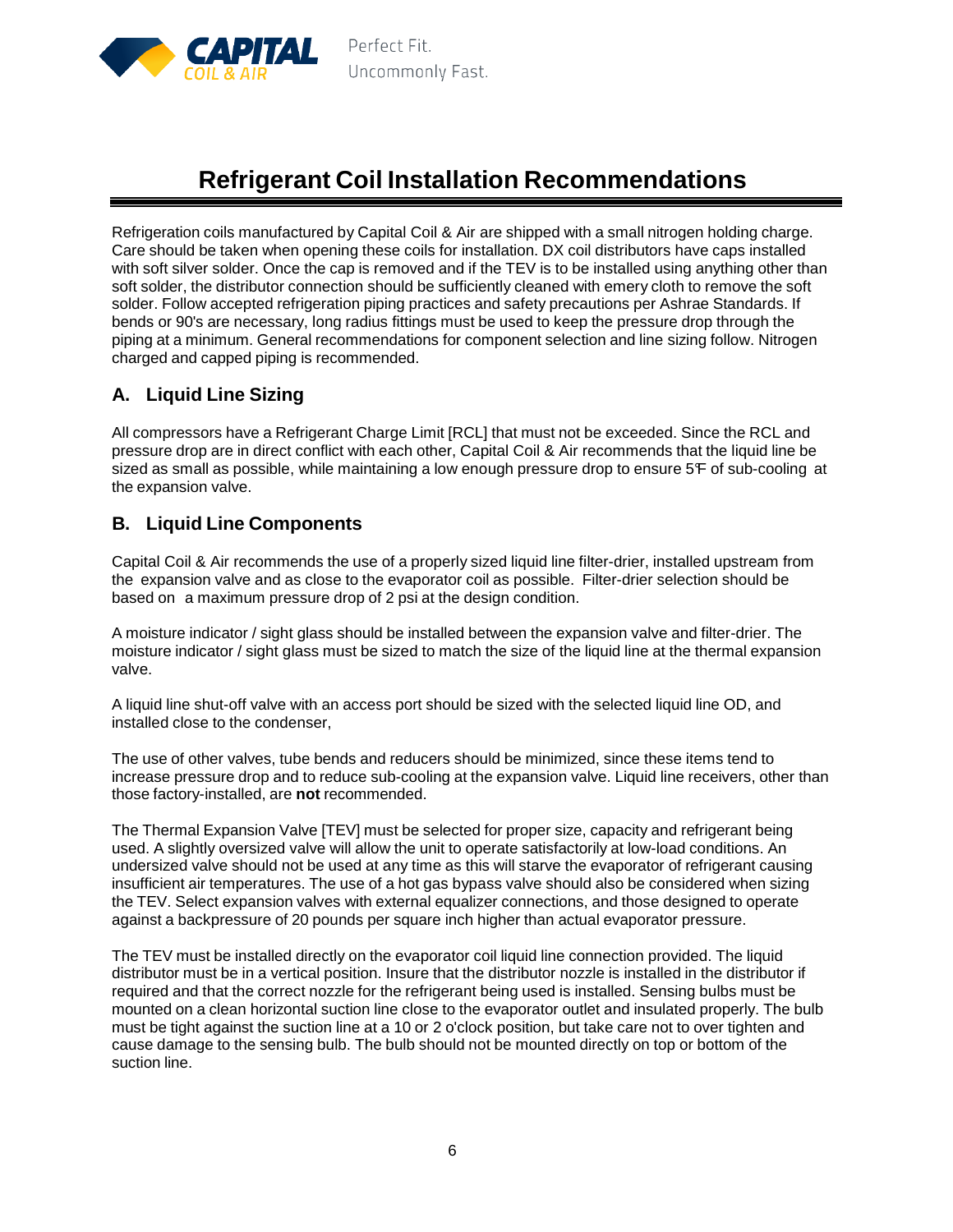# Refrigerant Coil Installation Recommendations

Refrigeration coils manufactured by Capital Coil & Air are shipped with a small nitrogen holding charge. Care should be taken when opening these coils for installation. DX coil distributors have caps installed with soft silver solder. Once the cap is removed and if the TEV is to be installed using anything other than soft solder, the distributor connection should be sufficiently cleaned with emery cloth to remove the soft solder. Follow accepted refrigeration piping practices and safety precautions per Ashrae Standards. If bends or 90's are necessary, long radius fittings must be used to keep the pressure drop through the piping at a minimum. General recommendations for component selection and line sizing follow. Nitrogen charged and capped piping is recommended.

## A. Liquid Line Sizing

All compressors have a Refrigerant Charge Limit [RCL] that must not be exceeded. Since the RCL and pressure drop are in direct conflict with each other, Capital Coil & Air recommends that the liquid line be sized as small as possible, while maintaining a low enough pressure drop to ensure 5°F of sub-cooling at the expansion valve.

## B. Liquid Line Components

Capital Coil & Air recommends the use of a properly sized liquid line filter-drier, installed upstream from the expansion valve and as close to the evaporator coil as possible. Filter-drier selection should be based on a maximum pressure drop of 2 psi at the design condition.

A moisture indicator / sight glass should be installed between the expansion valve and filter-drier. The moisture indicator / sight glass must be sized to match the size of the liquid line at the thermal expansion valve.

A liquid line shut-off valve with an access port should be sized with the selected liquid line OD, and installed close to the condenser,

The use of other valves, tube bends and reducers should be minimized, since these items tend to increase pressure drop and to reduce sub-cooling at the expansion valve. Liquid line receivers, other than those factory-installed, are **not** recommended.

The Thermal Expansion Valve [TEV] must be selected for proper size, capacity and refrigerant being used. A slightly oversized valve will allow the unit to operate satisfactorily at low-load conditions. An undersized valve should not be used at any time as this will starve the evaporator of refrigerant causing insufficient air temperatures. The use of a hot gas bypass valve should also be considered when sizing the TEV. Select expansion valves with external equalizer connections, and those designed to operate against a backpressure of 20 pounds per square inch higher than actual evaporator pressure.

The TEV must be installed directly on the evaporator coil liquid line connection provided. The liquid distributor must be in a vertical position. Insure that the distributor nozzle is installed in the distributor if required and that the correct nozzle for the refrigerant being used is installed. Sensing bulbs must be mounted on a clean horizontal suction line close to the evaporator outlet and insulated properly. The bulb must be tight against the suction line at a 10 or 2 o'clock position, but take care not to over tighten and cause damage to the sensing bulb. The bulb should not be mounted directly on top or bottom of the suction line.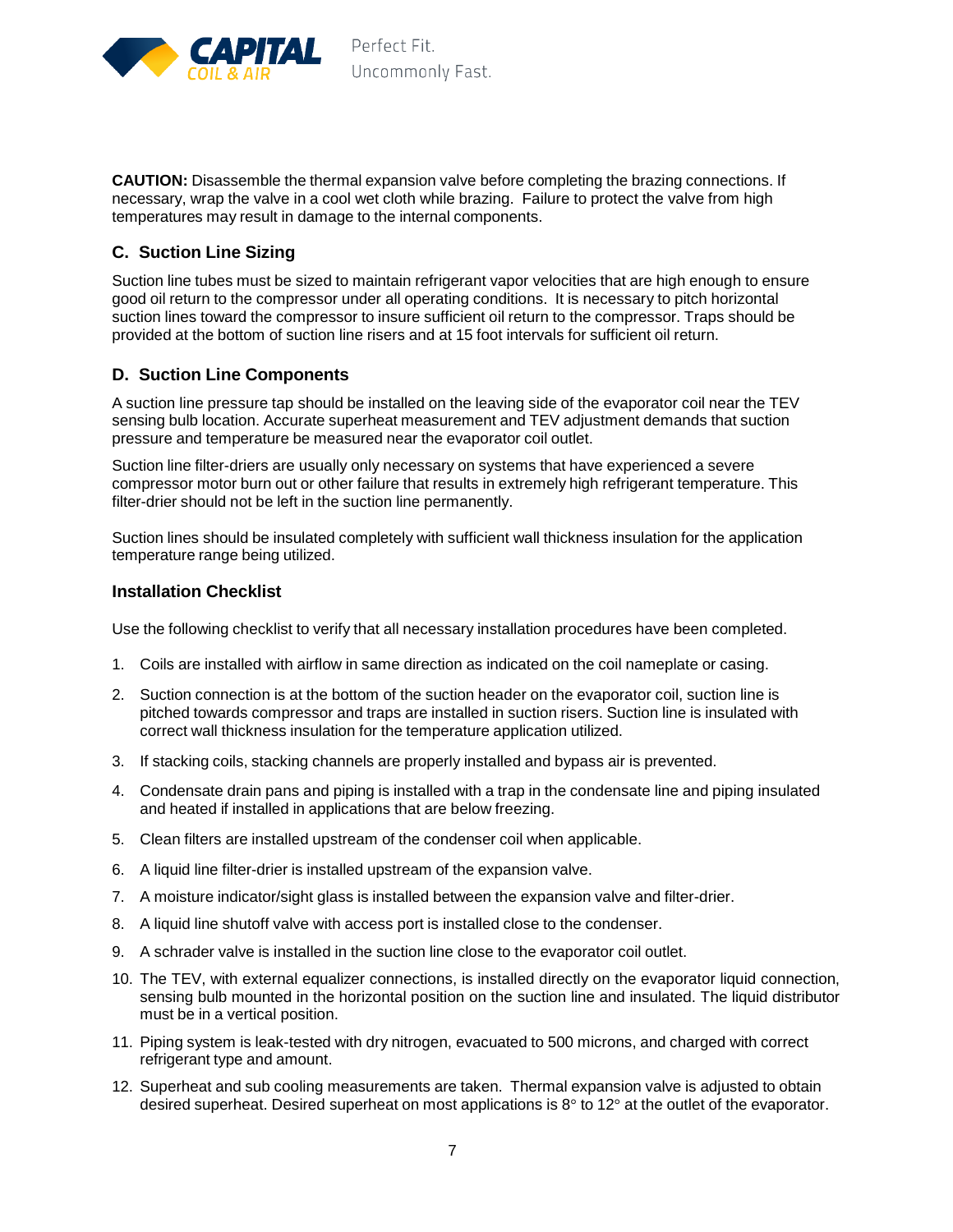**CAUTION:** Disassemble the thermal expansion valve before completing the brazing connections. If necessary, wrap the valve in a cool wet cloth while brazing. Failure to protect the valve from high temperatures may result in damage to the internal components.

### C. Suction Line Sizing

Suction line tubes must be sized to maintain refrigerant vapor velocities that are high enough to ensure good oil return to the compressor under all operating conditions. It is necessary to pitch horizontal suction lines toward the compressor to insure sufficient oil return to the compressor. Traps should be provided at the bottom of suction line risers and at 15 foot intervals for sufficient oil return.

### D. Suction Line Components

A suction line pressure tap should be installed on the leaving side of the evaporator coil near the TEV sensing bulb location. Accurate superheat measurement and TEV adjustment demands that suction pressure and temperature be measured near the evaporator coil outlet.

Suction line filter-driers are usually only necessary on systems that have experienced a severe compressor motor burn out or other failure that results in extremely high refrigerant temperature. This filter-drier should not be left in the suction line permanently.

Suction lines should be insulated completely with sufficient wall thickness insulation for the application temperature range being utilized.

### Installation Checklist

Use the following checklist to verify that all necessary installation procedures have been completed.

1. Coils are installed with airflow in same direction as indicated on the coil nameplate or casing.
2. Suction connection is at the bottom of the suction header on the evaporator coil, suction line is pitched towards compressor and traps are installed in suction risers. Suction line is insulated with correct wall thickness insulation for the temperature application utilized.
3. If stacking coils, stacking channels are properly installed and bypass air is prevented.
4. Condensate drain pans and piping is installed with a trap in the condensate line and piping insulated and heated if installed in applications that are below freezing.
5. Clean filters are installed upstream of the condenser coil when applicable.
6. A liquid line filter-drier is installed upstream of the expansion valve.
7. A moisture indicator/sight glass is installed between the expansion valve and filter-drier.
8. A liquid line shutoff valve with access port is installed close to the condenser.
9. A schrader valve is installed in the suction line close to the evaporator coil outlet.
10. The TEV, with external equalizer connections, is installed directly on the evaporator liquid connection, sensing bulb mounted in the horizontal position on the suction line and insulated. The liquid distributor must be in a vertical position.
11. Piping system is leak-tested with dry nitrogen, evacuated to 500 microns, and charged with correct refrigerant type and amount.
12. Superheat and sub cooling measurements are taken. Thermal expansion valve is adjusted to obtain desired superheat. Desired superheat on most applications is 8° to 12° at the outlet of the evaporator.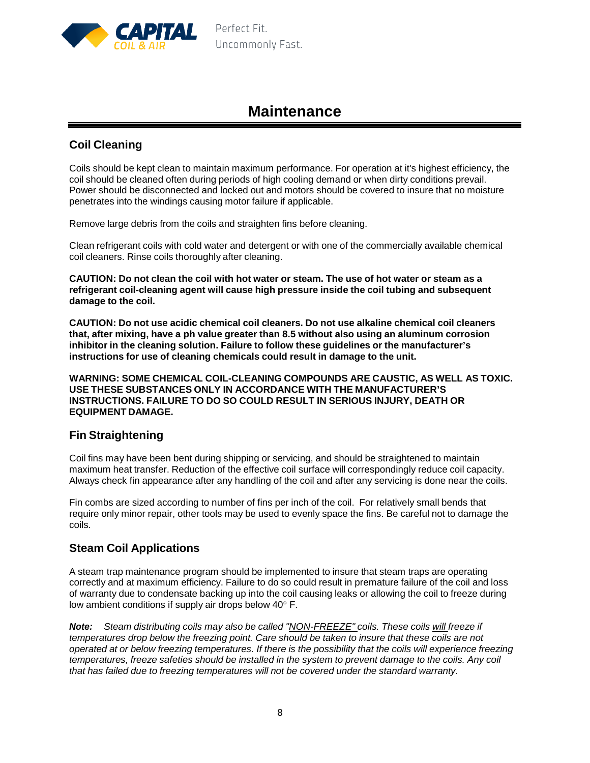// Maintenance

## Coil Cleaning

Coils should be kept clean to maintain maximum performance. For operation at it's highest efficiency, the coil should be cleaned often during periods of high cooling demand or when dirty conditions prevail. Power should be disconnected and locked out and motors should be covered to insure that no moisture penetrates into the windings causing motor failure if applicable.

Remove large debris from the coils and straighten fins before cleaning.

Clean refrigerant coils with cold water and detergent or with one of the commercially available chemical coil cleaners. Rinse coils thoroughly after cleaning.

**CAUTION: Do not clean the coil with hot water or steam. The use of hot water or steam as a refrigerant coil-cleaning agent will cause high pressure inside the coil tubing and subsequent damage to the coil.**

**CAUTION: Do not use acidic chemical coil cleaners. Do not use alkaline chemical coil cleaners that, after mixing, have a ph value greater than 8.5 without also using an aluminum corrosion inhibitor in the cleaning solution. Failure to follow these guidelines or the manufacturer's instructions for use of cleaning chemicals could result in damage to the unit.**

**WARNING: SOME CHEMICAL COIL-CLEANING COMPOUNDS ARE CAUSTIC, AS WELL AS TOXIC. USE THESE SUBSTANCES ONLY IN ACCORDANCE WITH THE MANUFACTURER'S INSTRUCTIONS. FAILURE TO DO SO COULD RESULT IN SERIOUS INJURY, DEATH OR EQUIPMENT DAMAGE.**

## Fin Straightening

Coil fins may have been bent during shipping or servicing, and should be straightened to maintain maximum heat transfer. Reduction of the effective coil surface will correspondingly reduce coil capacity. Always check fin appearance after any handling of the coil and after any servicing is done near the coils.

Fin combs are sized according to number of fins per inch of the coil. For relatively small bends that require only minor repair, other tools may be used to evenly space the fins. Be careful not to damage the coils.

## Steam Coil Applications

A steam trap maintenance program should be implemented to insure that steam traps are operating correctly and at maximum efficiency. Failure to do so could result in premature failure of the coil and loss of warranty due to condensate backing up into the coil causing leaks or allowing the coil to freeze during low ambient conditions if supply air drops below 40° F.

***Note:*** *Steam distributing coils may also be called "NON-FREEZE" coils. These coils will freeze if temperatures drop below the freezing point. Care should be taken to insure that these coils are not operated at or below freezing temperatures. If there is the possibility that the coils will experience freezing temperatures, freeze safeties should be installed in the system to prevent damage to the coils. Any coil that has failed due to freezing temperatures will not be covered under the standard warranty.*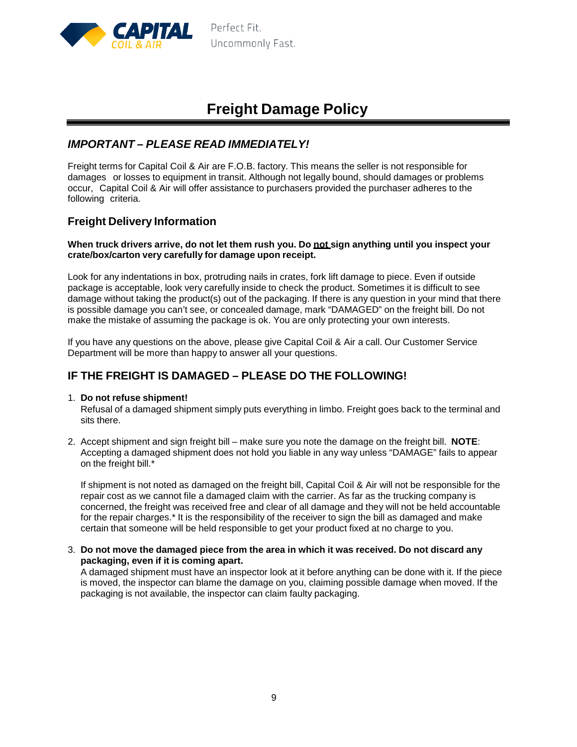# Freight Damage Policy

## *IMPORTANT – PLEASE READ IMMEDIATELY!*

Freight terms for Capital Coil & Air are F.O.B. factory. This means the seller is not responsible for damages or losses to equipment in transit. Although not legally bound, should damages or problems occur, Capital Coil & Air will offer assistance to purchasers provided the purchaser adheres to the following criteria.

### Freight Delivery Information

**When truck drivers arrive, do not let them rush you. Do <u>not</u> sign anything until you inspect your crate/box/carton very carefully for damage upon receipt.**

Look for any indentations in box, protruding nails in crates, fork lift damage to piece. Even if outside package is acceptable, look very carefully inside to check the product. Sometimes it is difficult to see damage without taking the product(s) out of the packaging. If there is any question in your mind that there is possible damage you can't see, or concealed damage, mark "DAMAGED" on the freight bill. Do not make the mistake of assuming the package is ok. You are only protecting your own interests.

If you have any questions on the above, please give Capital Coil & Air a call. Our Customer Service Department will be more than happy to answer all your questions.

## IF THE FREIGHT IS DAMAGED – PLEASE DO THE FOLLOWING!

1. **Do not refuse shipment!**
   Refusal of a damaged shipment simply puts everything in limbo. Freight goes back to the terminal and sits there.

2. Accept shipment and sign freight bill – make sure you note the damage on the freight bill. **NOTE**: Accepting a damaged shipment does not hold you liable in any way unless "DAMAGE" fails to appear on the freight bill.*

   If shipment is not noted as damaged on the freight bill, Capital Coil & Air will not be responsible for the repair cost as we cannot file a damaged claim with the carrier. As far as the trucking company is concerned, the freight was received free and clear of all damage and they will not be held accountable for the repair charges.* It is the responsibility of the receiver to sign the bill as damaged and make certain that someone will be held responsible to get your product fixed at no charge to you.

3. **Do not move the damaged piece from the area in which it was received. Do not discard any packaging, even if it is coming apart.**
   A damaged shipment must have an inspector look at it before anything can be done with it. If the piece is moved, the inspector can blame the damage on you, claiming possible damage when moved. If the packaging is not available, the inspector can claim faulty packaging.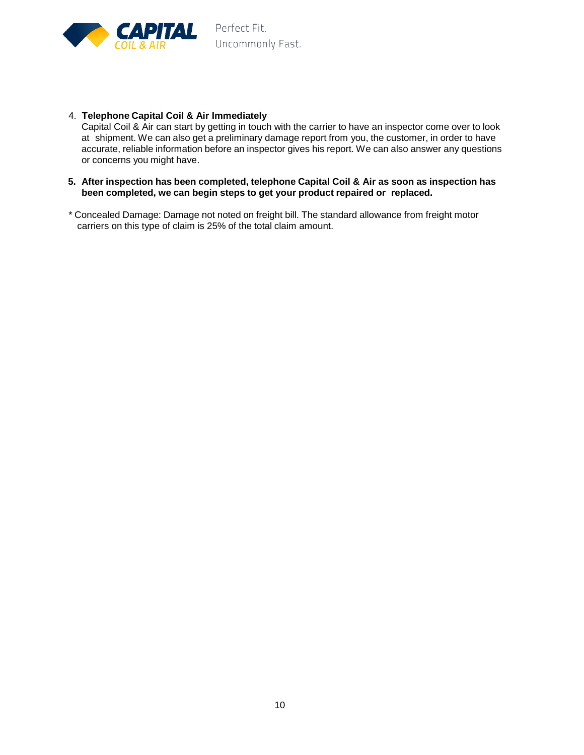4. **Telephone Capital Coil & Air Immediately**
   Capital Coil & Air can start by getting in touch with the carrier to have an inspector come over to look at shipment. We can also get a preliminary damage report from you, the customer, in order to have accurate, reliable information before an inspector gives his report. We can also answer any questions or concerns you might have.

5. **After inspection has been completed, telephone Capital Coil & Air as soon as inspection has been completed, we can begin steps to get your product repaired or replaced.**

* Concealed Damage: Damage not noted on freight bill. The standard allowance from freight motor carriers on this type of claim is 25% of the total claim amount.